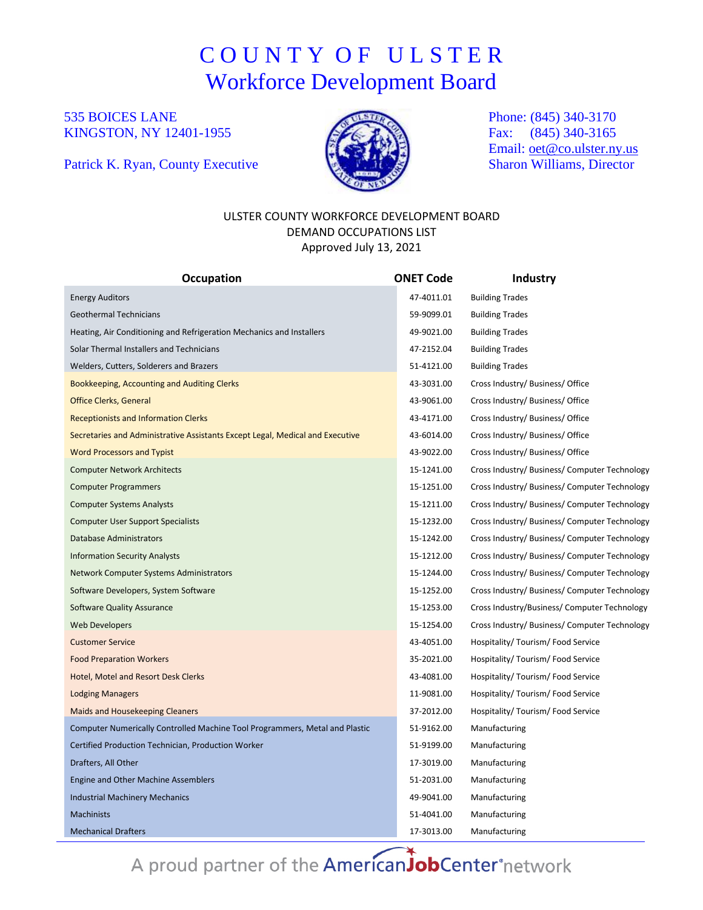# COUNTY OF ULSTER
## Workforce Development Board

535 BOICES LANE
KINGSTON, NY 12401-1955

Patrick K. Ryan, County Executive

Phone: (845) 340-3170
Fax: (845) 340-3165
Email: oet@co.ulster.ny.us
Sharon Williams, Director

ULSTER COUNTY WORKFORCE DEVELOPMENT BOARD
DEMAND OCCUPATIONS LIST
Approved July 13, 2021

| Occupation | ONET Code | Industry |
|---|---|---|
| Energy Auditors | 47-4011.01 | Building Trades |
| Geothermal Technicians | 59-9099.01 | Building Trades |
| Heating, Air Conditioning and Refrigeration Mechanics and Installers | 49-9021.00 | Building Trades |
| Solar Thermal Installers and Technicians | 47-2152.04 | Building Trades |
| Welders, Cutters, Solderers and Brazers | 51-4121.00 | Building Trades |
| Bookkeeping, Accounting and Auditing Clerks | 43-3031.00 | Cross Industry/ Business/ Office |
| Office Clerks, General | 43-9061.00 | Cross Industry/ Business/ Office |
| Receptionists and Information Clerks | 43-4171.00 | Cross Industry/ Business/ Office |
| Secretaries and Administrative Assistants Except Legal, Medical and Executive | 43-6014.00 | Cross Industry/ Business/ Office |
| Word Processors and Typist | 43-9022.00 | Cross Industry/ Business/ Office |
| Computer Network Architects | 15-1241.00 | Cross Industry/ Business/ Computer Technology |
| Computer Programmers | 15-1251.00 | Cross Industry/ Business/ Computer Technology |
| Computer Systems Analysts | 15-1211.00 | Cross Industry/ Business/ Computer Technology |
| Computer User Support Specialists | 15-1232.00 | Cross Industry/ Business/ Computer Technology |
| Database Administrators | 15-1242.00 | Cross Industry/ Business/ Computer Technology |
| Information Security Analysts | 15-1212.00 | Cross Industry/ Business/ Computer Technology |
| Network Computer Systems Administrators | 15-1244.00 | Cross Industry/ Business/ Computer Technology |
| Software Developers, System Software | 15-1252.00 | Cross Industry/ Business/ Computer Technology |
| Software Quality Assurance | 15-1253.00 | Cross Industry/Business/ Computer Technology |
| Web Developers | 15-1254.00 | Cross Industry/ Business/ Computer Technology |
| Customer Service | 43-4051.00 | Hospitality/ Tourism/ Food Service |
| Food Preparation Workers | 35-2021.00 | Hospitality/ Tourism/ Food Service |
| Hotel, Motel and Resort Desk Clerks | 43-4081.00 | Hospitality/ Tourism/ Food Service |
| Lodging Managers | 11-9081.00 | Hospitality/ Tourism/ Food Service |
| Maids and Housekeeping Cleaners | 37-2012.00 | Hospitality/ Tourism/ Food Service |
| Computer Numerically Controlled Machine Tool Programmers, Metal and Plastic | 51-9162.00 | Manufacturing |
| Certified Production Technician, Production Worker | 51-9199.00 | Manufacturing |
| Drafters, All Other | 17-3019.00 | Manufacturing |
| Engine and Other Machine Assemblers | 51-2031.00 | Manufacturing |
| Industrial Machinery Mechanics | 49-9041.00 | Manufacturing |
| Machinists | 51-4041.00 | Manufacturing |
| Mechanical Drafters | 17-3013.00 | Manufacturing |

A proud partner of the AmericanJobCenter network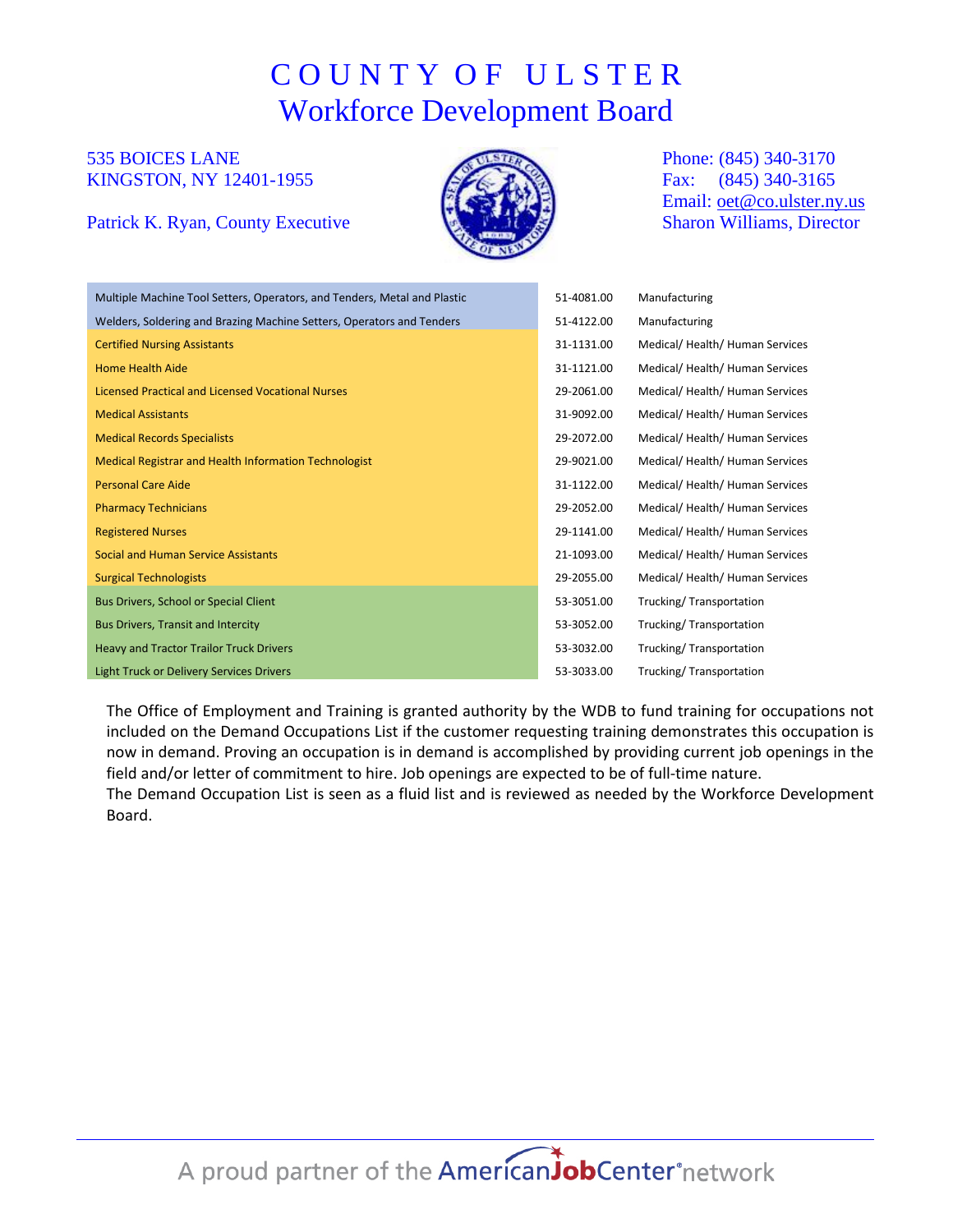# COUNTY OF ULSTER
## Workforce Development Board

535 BOICES LANE
KINGSTON, NY 12401-1955

Patrick K. Ryan, County Executive

Phone: (845) 340-3170
Fax: (845) 340-3165
Email: oet@co.ulster.ny.us
Sharon Williams, Director

| | | |
|---|---|---|
| Multiple Machine Tool Setters, Operators, and Tenders, Metal and Plastic | 51-4081.00 | Manufacturing |
| Welders, Soldering and Brazing Machine Setters, Operators and Tenders | 51-4122.00 | Manufacturing |
| Certified Nursing Assistants | 31-1131.00 | Medical/ Health/ Human Services |
| Home Health Aide | 31-1121.00 | Medical/ Health/ Human Services |
| Licensed Practical and Licensed Vocational Nurses | 29-2061.00 | Medical/ Health/ Human Services |
| Medical Assistants | 31-9092.00 | Medical/ Health/ Human Services |
| Medical Records Specialists | 29-2072.00 | Medical/ Health/ Human Services |
| Medical Registrar and Health Information Technologist | 29-9021.00 | Medical/ Health/ Human Services |
| Personal Care Aide | 31-1122.00 | Medical/ Health/ Human Services |
| Pharmacy Technicians | 29-2052.00 | Medical/ Health/ Human Services |
| Registered Nurses | 29-1141.00 | Medical/ Health/ Human Services |
| Social and Human Service Assistants | 21-1093.00 | Medical/ Health/ Human Services |
| Surgical Technologists | 29-2055.00 | Medical/ Health/ Human Services |
| Bus Drivers, School or Special Client | 53-3051.00 | Trucking/ Transportation |
| Bus Drivers, Transit and Intercity | 53-3052.00 | Trucking/ Transportation |
| Heavy and Tractor Trailor Truck Drivers | 53-3032.00 | Trucking/ Transportation |
| Light Truck or Delivery Services Drivers | 53-3033.00 | Trucking/ Transportation |

The Office of Employment and Training is granted authority by the WDB to fund training for occupations not included on the Demand Occupations List if the customer requesting training demonstrates this occupation is now in demand. Proving an occupation is in demand is accomplished by providing current job openings in the field and/or letter of commitment to hire. Job openings are expected to be of full-time nature.
The Demand Occupation List is seen as a fluid list and is reviewed as needed by the Workforce Development Board.

A proud partner of the AmericanJobCenter network